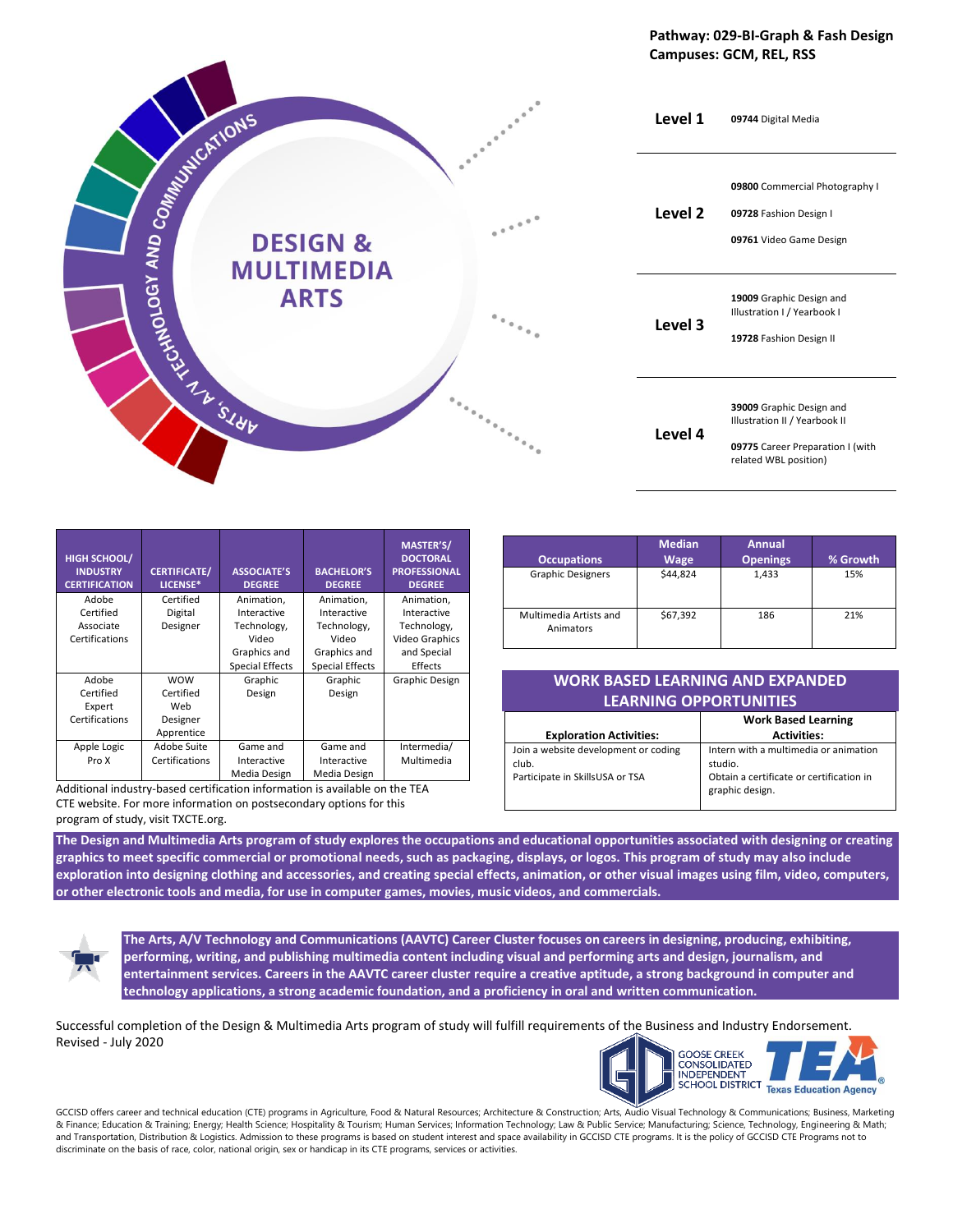**Pathway: 029-BI-Graph & Fash Design**
**Campuses: GCM, REL, RSS**

ARTS, A/V TECHNOLOGY AND COMMUNICATIONS

# DESIGN & MULTIMEDIA ARTS

| | |
|---|---|
| **Level 1** | **09744** Digital Media |
| **Level 2** | **09800** Commercial Photography I<br>**09728** Fashion Design I<br>**09761** Video Game Design |
| **Level 3** | **19009** Graphic Design and Illustration I / Yearbook I<br>**19728** Fashion Design II |
| **Level 4** | **39009** Graphic Design and Illustration II / Yearbook II<br>**09775** Career Preparation I (with related WBL position) |

| HIGH SCHOOL/ INDUSTRY CERTIFICATION | CERTIFICATE/ LICENSE* | ASSOCIATE'S DEGREE | BACHELOR'S DEGREE | MASTER'S/ DOCTORAL PROFESSIONAL DEGREE |
|---|---|---|---|---|
| Adobe Certified Associate Certifications | Certified Digital Designer | Animation, Interactive Technology, Video Graphics and Special Effects | Animation, Interactive Technology, Video Graphics and Special Effects | Animation, Interactive Technology, Video Graphics and Special Effects |
| Adobe Certified Expert Certifications | WOW Certified Web Designer Apprentice | Graphic Design | Graphic Design | Graphic Design |
| Apple Logic Pro X | Adobe Suite Certifications | Game and Interactive Media Design | Game and Interactive Media Design | Intermedia/ Multimedia |

Additional industry-based certification information is available on the TEA CTE website. For more information on postsecondary options for this program of study, visit TXCTE.org.

| Occupations | Median Wage | Annual Openings | % Growth |
|---|---|---|---|
| Graphic Designers | $44,824 | 1,433 | 15% |
| Multimedia Artists and Animators | $67,392 | 186 | 21% |

## WORK BASED LEARNING AND EXPANDED LEARNING OPPORTUNITIES

| Exploration Activities: | Work Based Learning Activities: |
|---|---|
| Join a website development or coding club.<br>Participate in SkillsUSA or TSA | Intern with a multimedia or animation studio.<br>Obtain a certificate or certification in graphic design. |

**The Design and Multimedia Arts program of study explores the occupations and educational opportunities associated with designing or creating graphics to meet specific commercial or promotional needs, such as packaging, displays, or logos. This program of study may also include exploration into designing clothing and accessories, and creating special effects, animation, or other visual images using film, video, computers, or other electronic tools and media, for use in computer games, movies, music videos, and commercials.**

**The Arts, A/V Technology and Communications (AAVTC) Career Cluster focuses on careers in designing, producing, exhibiting, performing, writing, and publishing multimedia content including visual and performing arts and design, journalism, and entertainment services. Careers in the AAVTC career cluster require a creative aptitude, a strong background in computer and technology applications, a strong academic foundation, and a proficiency in oral and written communication.**

Successful completion of the Design & Multimedia Arts program of study will fulfill requirements of the Business and Industry Endorsement.
Revised - July 2020

GOOSE CREEK CONSOLIDATED INDEPENDENT SCHOOL DISTRICT — TEA Texas Education Agency

GCCISD offers career and technical education (CTE) programs in Agriculture, Food & Natural Resources; Architecture & Construction; Arts, Audio Visual Technology & Communications; Business, Marketing & Finance; Education & Training; Energy; Health Science; Hospitality & Tourism; Human Services; Information Technology; Law & Public Service; Manufacturing; Science, Technology, Engineering & Math; and Transportation, Distribution & Logistics. Admission to these programs is based on student interest and space availability in GCCISD CTE programs. It is the policy of GCCISD CTE Programs not to discriminate on the basis of race, color, national origin, sex or handicap in its CTE programs, services or activities.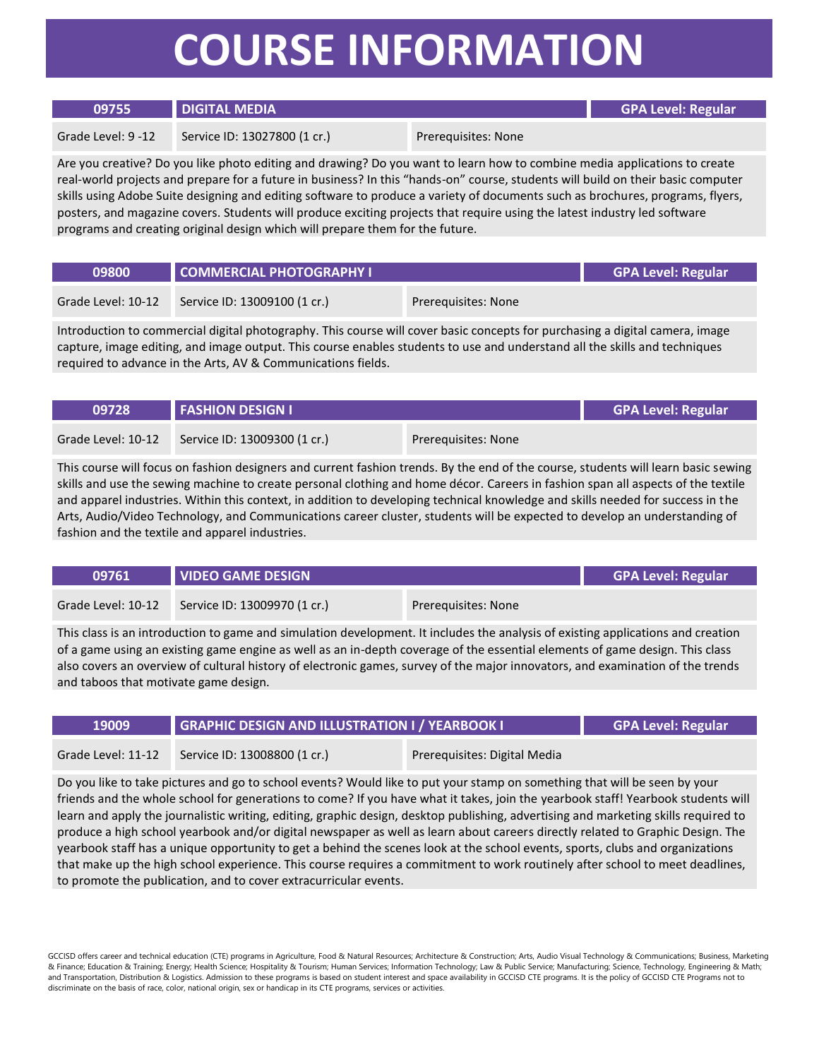# COURSE INFORMATION

| 09755 | DIGITAL MEDIA | | GPA Level: Regular |
|---|---|---|---|
| Grade Level: 9 -12 | Service ID: 13027800 (1 cr.) | Prerequisites: None | |

Are you creative? Do you like photo editing and drawing? Do you want to learn how to combine media applications to create real-world projects and prepare for a future in business? In this "hands-on" course, students will build on their basic computer skills using Adobe Suite designing and editing software to produce a variety of documents such as brochures, programs, flyers, posters, and magazine covers. Students will produce exciting projects that require using the latest industry led software programs and creating original design which will prepare them for the future.

| 09800 | COMMERCIAL PHOTOGRAPHY I | | GPA Level: Regular |
|---|---|---|---|
| Grade Level: 10-12 | Service ID: 13009100 (1 cr.) | Prerequisites: None | |

Introduction to commercial digital photography. This course will cover basic concepts for purchasing a digital camera, image capture, image editing, and image output. This course enables students to use and understand all the skills and techniques required to advance in the Arts, AV & Communications fields.

| 09728 | FASHION DESIGN I | | GPA Level: Regular |
|---|---|---|---|
| Grade Level: 10-12 | Service ID: 13009300 (1 cr.) | Prerequisites: None | |

This course will focus on fashion designers and current fashion trends. By the end of the course, students will learn basic sewing skills and use the sewing machine to create personal clothing and home décor. Careers in fashion span all aspects of the textile and apparel industries. Within this context, in addition to developing technical knowledge and skills needed for success in the Arts, Audio/Video Technology, and Communications career cluster, students will be expected to develop an understanding of fashion and the textile and apparel industries.

| 09761 | VIDEO GAME DESIGN | | GPA Level: Regular |
|---|---|---|---|
| Grade Level: 10-12 | Service ID: 13009970 (1 cr.) | Prerequisites: None | |

This class is an introduction to game and simulation development. It includes the analysis of existing applications and creation of a game using an existing game engine as well as an in-depth coverage of the essential elements of game design. This class also covers an overview of cultural history of electronic games, survey of the major innovators, and examination of the trends and taboos that motivate game design.

| 19009 | GRAPHIC DESIGN AND ILLUSTRATION I / YEARBOOK I | | GPA Level: Regular |
|---|---|---|---|
| Grade Level: 11-12 | Service ID: 13008800 (1 cr.) | Prerequisites: Digital Media | |

Do you like to take pictures and go to school events? Would like to put your stamp on something that will be seen by your friends and the whole school for generations to come? If you have what it takes, join the yearbook staff! Yearbook students will learn and apply the journalistic writing, editing, graphic design, desktop publishing, advertising and marketing skills required to produce a high school yearbook and/or digital newspaper as well as learn about careers directly related to Graphic Design. The yearbook staff has a unique opportunity to get a behind the scenes look at the school events, sports, clubs and organizations that make up the high school experience. This course requires a commitment to work routinely after school to meet deadlines, to promote the publication, and to cover extracurricular events.

GCCISD offers career and technical education (CTE) programs in Agriculture, Food & Natural Resources; Architecture & Construction; Arts, Audio Visual Technology & Communications; Business, Marketing & Finance; Education & Training; Energy; Health Science; Hospitality & Tourism; Human Services; Information Technology; Law & Public Service; Manufacturing; Science, Technology, Engineering & Math; and Transportation, Distribution & Logistics. Admission to these programs is based on student interest and space availability in GCCISD CTE programs. It is the policy of GCCISD CTE Programs not to discriminate on the basis of race, color, national origin, sex or handicap in its CTE programs, services or activities.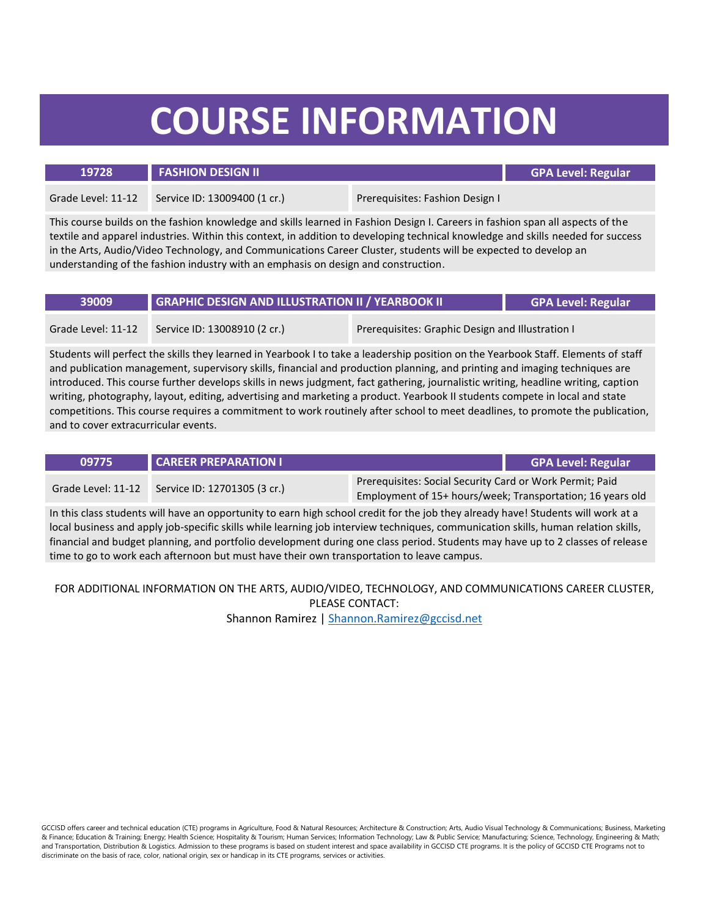# COURSE INFORMATION

| 19728 | FASHION DESIGN II | GPA Level: Regular |
|---|---|---|
| Grade Level: 11-12 | Service ID: 13009400 (1 cr.) | Prerequisites: Fashion Design I |

This course builds on the fashion knowledge and skills learned in Fashion Design I. Careers in fashion span all aspects of the textile and apparel industries. Within this context, in addition to developing technical knowledge and skills needed for success in the Arts, Audio/Video Technology, and Communications Career Cluster, students will be expected to develop an understanding of the fashion industry with an emphasis on design and construction.

| 39009 | GRAPHIC DESIGN AND ILLUSTRATION II / YEARBOOK II | GPA Level: Regular |
|---|---|---|
| Grade Level: 11-12 | Service ID: 13008910 (2 cr.) | Prerequisites: Graphic Design and Illustration I |

Students will perfect the skills they learned in Yearbook I to take a leadership position on the Yearbook Staff. Elements of staff and publication management, supervisory skills, financial and production planning, and printing and imaging techniques are introduced. This course further develops skills in news judgment, fact gathering, journalistic writing, headline writing, caption writing, photography, layout, editing, advertising and marketing a product. Yearbook II students compete in local and state competitions. This course requires a commitment to work routinely after school to meet deadlines, to promote the publication, and to cover extracurricular events.

| 09775 | CAREER PREPARATION I | GPA Level: Regular |
|---|---|---|
| Grade Level: 11-12 | Service ID: 12701305 (3 cr.) | Prerequisites: Social Security Card or Work Permit; Paid Employment of 15+ hours/week; Transportation; 16 years old |

In this class students will have an opportunity to earn high school credit for the job they already have! Students will work at a local business and apply job-specific skills while learning job interview techniques, communication skills, human relation skills, financial and budget planning, and portfolio development during one class period. Students may have up to 2 classes of release time to go to work each afternoon but must have their own transportation to leave campus.

FOR ADDITIONAL INFORMATION ON THE ARTS, AUDIO/VIDEO, TECHNOLOGY, AND COMMUNICATIONS CAREER CLUSTER, PLEASE CONTACT:

Shannon Ramirez | Shannon.Ramirez@gccisd.net

GCCISD offers career and technical education (CTE) programs in Agriculture, Food & Natural Resources; Architecture & Construction; Arts, Audio Visual Technology & Communications; Business, Marketing & Finance; Education & Training; Energy; Health Science; Hospitality & Tourism; Human Services; Information Technology; Law & Public Service; Manufacturing; Science, Technology, Engineering & Math; and Transportation, Distribution & Logistics. Admission to these programs is based on student interest and space availability in GCCISD CTE programs. It is the policy of GCCISD CTE Programs not to discriminate on the basis of race, color, national origin, sex or handicap in its CTE programs, services or activities.